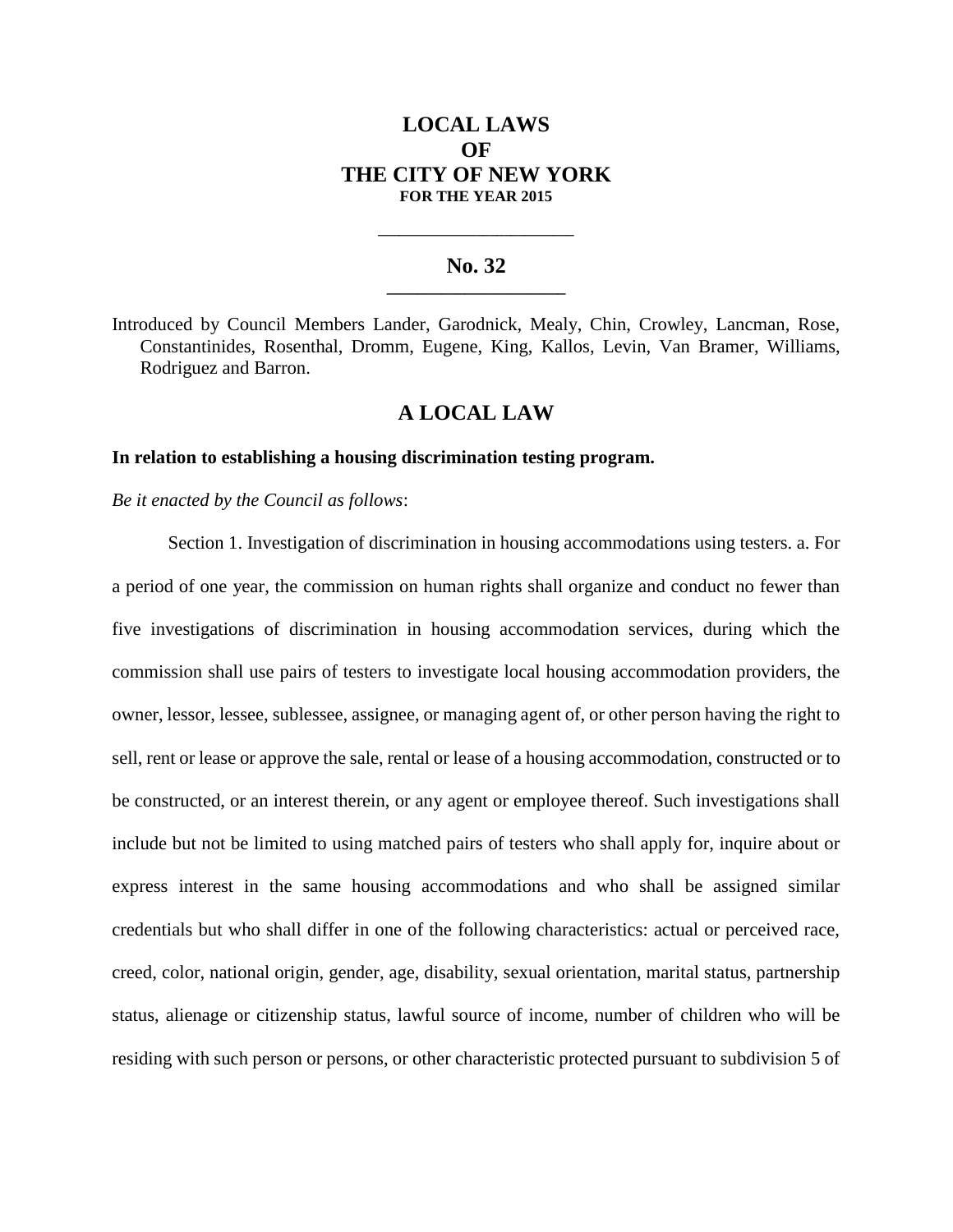# LOCAL LAWS
# OF
# THE CITY OF NEW YORK
**FOR THE YEAR 2015**

---

## No. 32

---

Introduced by Council Members Lander, Garodnick, Mealy, Chin, Crowley, Lancman, Rose, Constantinides, Rosenthal, Dromm, Eugene, King, Kallos, Levin, Van Bramer, Williams, Rodriguez and Barron.

## A LOCAL LAW

**In relation to establishing a housing discrimination testing program.**

*Be it enacted by the Council as follows*:

Section 1. Investigation of discrimination in housing accommodations using testers. a. For a period of one year, the commission on human rights shall organize and conduct no fewer than five investigations of discrimination in housing accommodation services, during which the commission shall use pairs of testers to investigate local housing accommodation providers, the owner, lessor, lessee, sublessee, assignee, or managing agent of, or other person having the right to sell, rent or lease or approve the sale, rental or lease of a housing accommodation, constructed or to be constructed, or an interest therein, or any agent or employee thereof. Such investigations shall include but not be limited to using matched pairs of testers who shall apply for, inquire about or express interest in the same housing accommodations and who shall be assigned similar credentials but who shall differ in one of the following characteristics: actual or perceived race, creed, color, national origin, gender, age, disability, sexual orientation, marital status, partnership status, alienage or citizenship status, lawful source of income, number of children who will be residing with such person or persons, or other characteristic protected pursuant to subdivision 5 of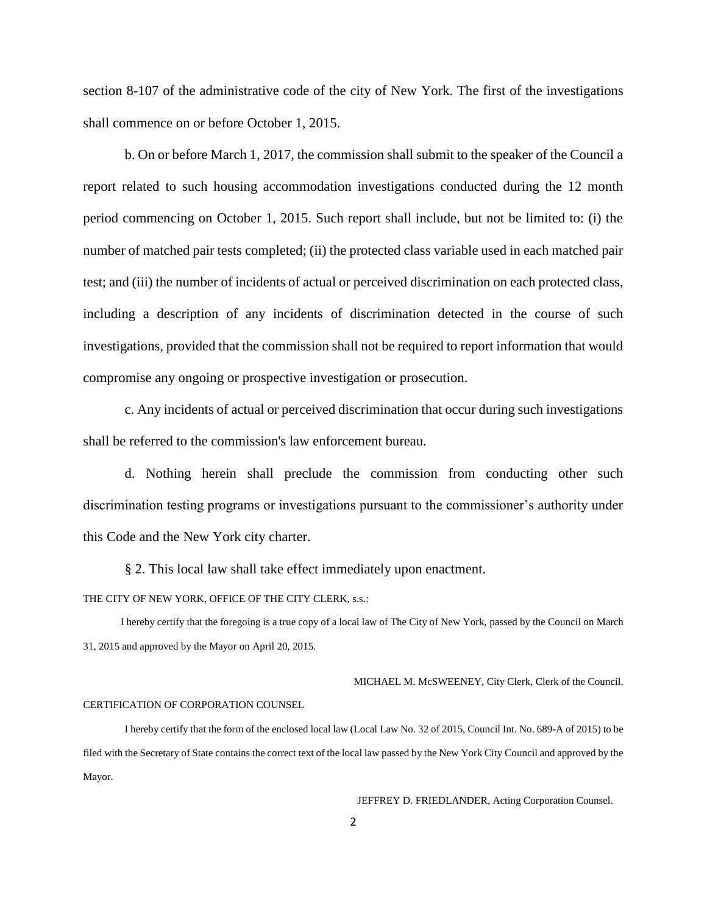section 8-107 of the administrative code of the city of New York. The first of the investigations shall commence on or before October 1, 2015.

b. On or before March 1, 2017, the commission shall submit to the speaker of the Council a report related to such housing accommodation investigations conducted during the 12 month period commencing on October 1, 2015. Such report shall include, but not be limited to: (i) the number of matched pair tests completed; (ii) the protected class variable used in each matched pair test; and (iii) the number of incidents of actual or perceived discrimination on each protected class, including a description of any incidents of discrimination detected in the course of such investigations, provided that the commission shall not be required to report information that would compromise any ongoing or prospective investigation or prosecution.

c. Any incidents of actual or perceived discrimination that occur during such investigations shall be referred to the commission's law enforcement bureau.

d. Nothing herein shall preclude the commission from conducting other such discrimination testing programs or investigations pursuant to the commissioner's authority under this Code and the New York city charter.

§ 2. This local law shall take effect immediately upon enactment.

THE CITY OF NEW YORK, OFFICE OF THE CITY CLERK, s.s.:

I hereby certify that the foregoing is a true copy of a local law of The City of New York, passed by the Council on March 31, 2015 and approved by the Mayor on April 20, 2015.

MICHAEL M. McSWEENEY, City Clerk, Clerk of the Council.

CERTIFICATION OF CORPORATION COUNSEL

I hereby certify that the form of the enclosed local law (Local Law No. 32 of 2015, Council Int. No. 689-A of 2015) to be filed with the Secretary of State contains the correct text of the local law passed by the New York City Council and approved by the Mayor.

JEFFREY D. FRIEDLANDER, Acting Corporation Counsel.